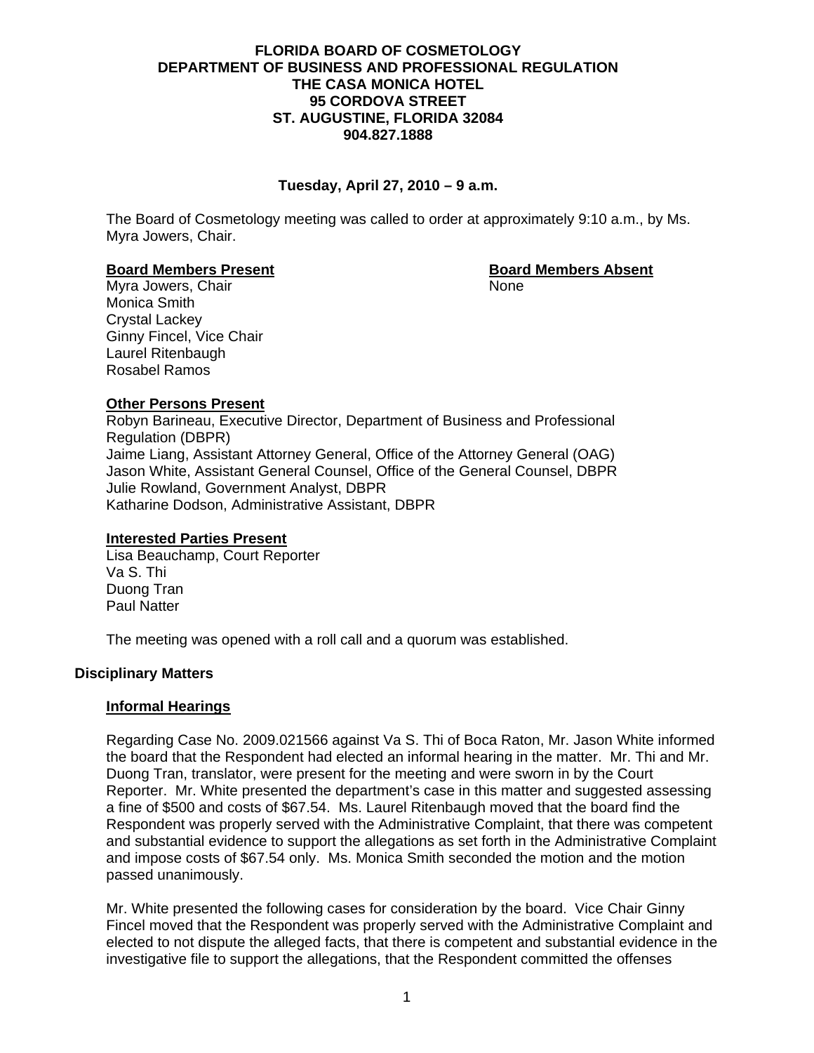**FLORIDA BOARD OF COSMETOLOGY**
**DEPARTMENT OF BUSINESS AND PROFESSIONAL REGULATION**
**THE CASA MONICA HOTEL**
**95 CORDOVA STREET**
**ST. AUGUSTINE, FLORIDA 32084**
**904.827.1888**

**Tuesday, April 27, 2010 – 9 a.m.**

The Board of Cosmetology meeting was called to order at approximately 9:10 a.m., by Ms. Myra Jowers, Chair.

| **Board Members Present** | **Board Members Absent** |
|---|---|
| Myra Jowers, Chair | None |
| Monica Smith | |
| Crystal Lackey | |
| Ginny Fincel, Vice Chair | |
| Laurel Ritenbaugh | |
| Rosabel Ramos | |

**Other Persons Present**

Robyn Barineau, Executive Director, Department of Business and Professional Regulation (DBPR)
Jaime Liang, Assistant Attorney General, Office of the Attorney General (OAG)
Jason White, Assistant General Counsel, Office of the General Counsel, DBPR
Julie Rowland, Government Analyst, DBPR
Katharine Dodson, Administrative Assistant, DBPR

**Interested Parties Present**

Lisa Beauchamp, Court Reporter
Va S. Thi
Duong Tran
Paul Natter

The meeting was opened with a roll call and a quorum was established.

## Disciplinary Matters

### Informal Hearings

Regarding Case No. 2009.021566 against Va S. Thi of Boca Raton, Mr. Jason White informed the board that the Respondent had elected an informal hearing in the matter. Mr. Thi and Mr. Duong Tran, translator, were present for the meeting and were sworn in by the Court Reporter. Mr. White presented the department's case in this matter and suggested assessing a fine of $500 and costs of $67.54. Ms. Laurel Ritenbaugh moved that the board find the Respondent was properly served with the Administrative Complaint, that there was competent and substantial evidence to support the allegations as set forth in the Administrative Complaint and impose costs of $67.54 only. Ms. Monica Smith seconded the motion and the motion passed unanimously.

Mr. White presented the following cases for consideration by the board. Vice Chair Ginny Fincel moved that the Respondent was properly served with the Administrative Complaint and elected to not dispute the alleged facts, that there is competent and substantial evidence in the investigative file to support the allegations, that the Respondent committed the offenses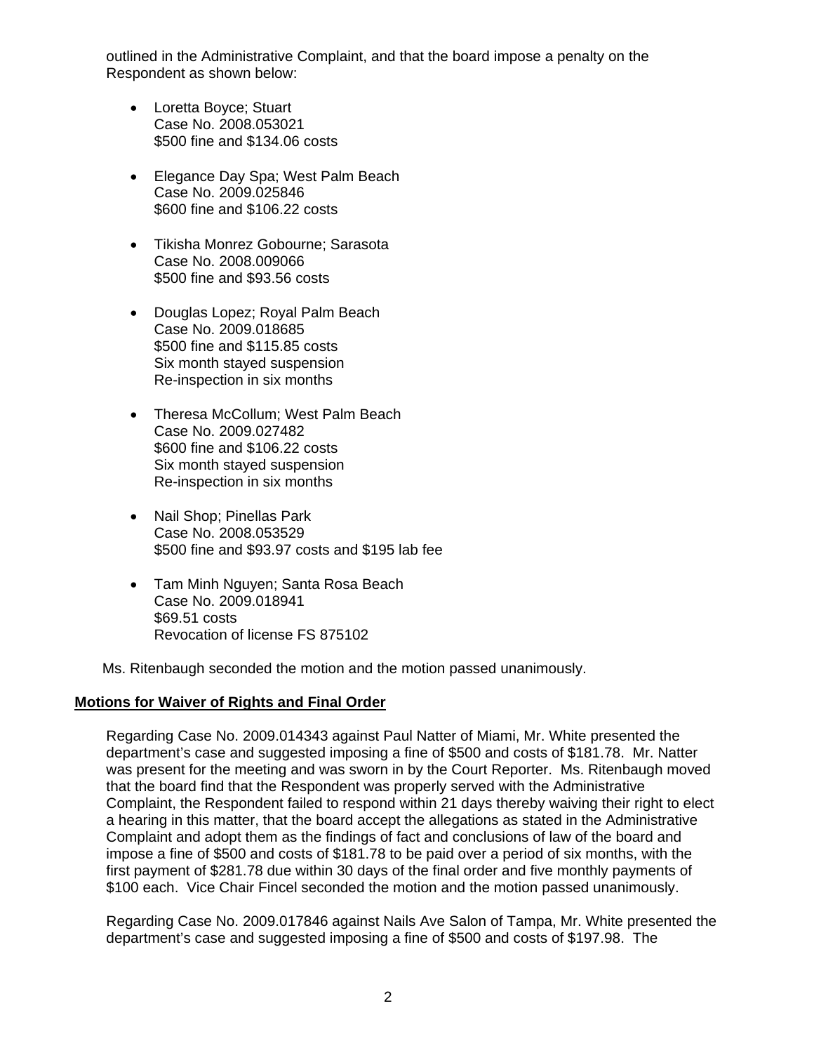outlined in the Administrative Complaint, and that the board impose a penalty on the Respondent as shown below:

- Loretta Boyce; Stuart
  Case No. 2008.053021
  $500 fine and $134.06 costs

- Elegance Day Spa; West Palm Beach
  Case No. 2009.025846
  $600 fine and $106.22 costs

- Tikisha Monrez Gobourne; Sarasota
  Case No. 2008.009066
  $500 fine and $93.56 costs

- Douglas Lopez; Royal Palm Beach
  Case No. 2009.018685
  $500 fine and $115.85 costs
  Six month stayed suspension
  Re-inspection in six months

- Theresa McCollum; West Palm Beach
  Case No. 2009.027482
  $600 fine and $106.22 costs
  Six month stayed suspension
  Re-inspection in six months

- Nail Shop; Pinellas Park
  Case No. 2008.053529
  $500 fine and $93.97 costs and $195 lab fee

- Tam Minh Nguyen; Santa Rosa Beach
  Case No. 2009.018941
  $69.51 costs
  Revocation of license FS 875102

Ms. Ritenbaugh seconded the motion and the motion passed unanimously.

**Motions for Waiver of Rights and Final Order**

Regarding Case No. 2009.014343 against Paul Natter of Miami, Mr. White presented the department's case and suggested imposing a fine of $500 and costs of $181.78. Mr. Natter was present for the meeting and was sworn in by the Court Reporter. Ms. Ritenbaugh moved that the board find that the Respondent was properly served with the Administrative Complaint, the Respondent failed to respond within 21 days thereby waiving their right to elect a hearing in this matter, that the board accept the allegations as stated in the Administrative Complaint and adopt them as the findings of fact and conclusions of law of the board and impose a fine of $500 and costs of $181.78 to be paid over a period of six months, with the first payment of $281.78 due within 30 days of the final order and five monthly payments of $100 each. Vice Chair Fincel seconded the motion and the motion passed unanimously.

Regarding Case No. 2009.017846 against Nails Ave Salon of Tampa, Mr. White presented the department's case and suggested imposing a fine of $500 and costs of $197.98. The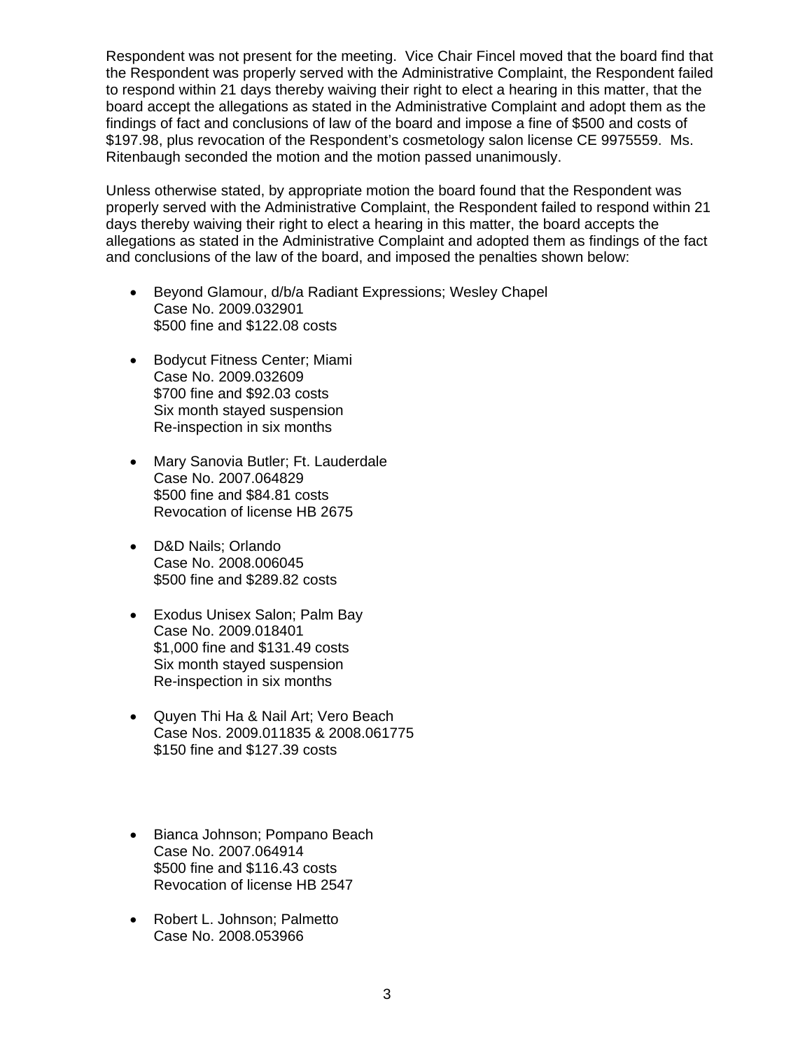Respondent was not present for the meeting. Vice Chair Fincel moved that the board find that the Respondent was properly served with the Administrative Complaint, the Respondent failed to respond within 21 days thereby waiving their right to elect a hearing in this matter, that the board accept the allegations as stated in the Administrative Complaint and adopt them as the findings of fact and conclusions of law of the board and impose a fine of $500 and costs of $197.98, plus revocation of the Respondent's cosmetology salon license CE 9975559. Ms. Ritenbaugh seconded the motion and the motion passed unanimously.

Unless otherwise stated, by appropriate motion the board found that the Respondent was properly served with the Administrative Complaint, the Respondent failed to respond within 21 days thereby waiving their right to elect a hearing in this matter, the board accepts the allegations as stated in the Administrative Complaint and adopted them as findings of the fact and conclusions of the law of the board, and imposed the penalties shown below:

- Beyond Glamour, d/b/a Radiant Expressions; Wesley Chapel
  Case No. 2009.032901
  $500 fine and $122.08 costs

- Bodycut Fitness Center; Miami
  Case No. 2009.032609
  $700 fine and $92.03 costs
  Six month stayed suspension
  Re-inspection in six months

- Mary Sanovia Butler; Ft. Lauderdale
  Case No. 2007.064829
  $500 fine and $84.81 costs
  Revocation of license HB 2675

- D&D Nails; Orlando
  Case No. 2008.006045
  $500 fine and $289.82 costs

- Exodus Unisex Salon; Palm Bay
  Case No. 2009.018401
  $1,000 fine and $131.49 costs
  Six month stayed suspension
  Re-inspection in six months

- Quyen Thi Ha & Nail Art; Vero Beach
  Case Nos. 2009.011835 & 2008.061775
  $150 fine and $127.39 costs

- Bianca Johnson; Pompano Beach
  Case No. 2007.064914
  $500 fine and $116.43 costs
  Revocation of license HB 2547

- Robert L. Johnson; Palmetto
  Case No. 2008.053966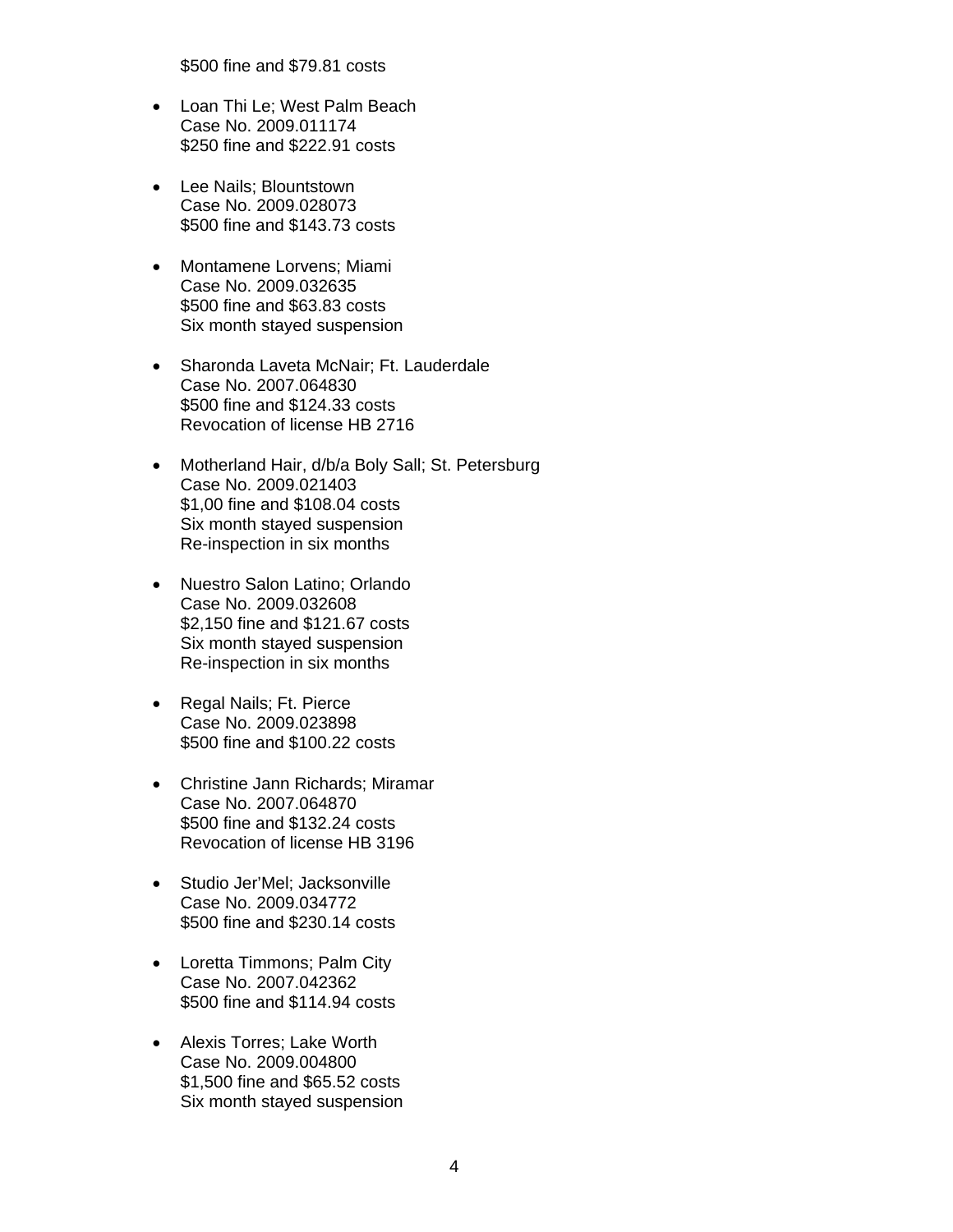$500 fine and $79.81 costs

- Loan Thi Le; West Palm Beach
  Case No. 2009.011174
  $250 fine and $222.91 costs

- Lee Nails; Blountstown
  Case No. 2009.028073
  $500 fine and $143.73 costs

- Montamene Lorvens; Miami
  Case No. 2009.032635
  $500 fine and $63.83 costs
  Six month stayed suspension

- Sharonda Laveta McNair; Ft. Lauderdale
  Case No. 2007.064830
  $500 fine and $124.33 costs
  Revocation of license HB 2716

- Motherland Hair, d/b/a Boly Sall; St. Petersburg
  Case No. 2009.021403
  $1,00 fine and $108.04 costs
  Six month stayed suspension
  Re-inspection in six months

- Nuestro Salon Latino; Orlando
  Case No. 2009.032608
  $2,150 fine and $121.67 costs
  Six month stayed suspension
  Re-inspection in six months

- Regal Nails; Ft. Pierce
  Case No. 2009.023898
  $500 fine and $100.22 costs

- Christine Jann Richards; Miramar
  Case No. 2007.064870
  $500 fine and $132.24 costs
  Revocation of license HB 3196

- Studio Jer'Mel; Jacksonville
  Case No. 2009.034772
  $500 fine and $230.14 costs

- Loretta Timmons; Palm City
  Case No. 2007.042362
  $500 fine and $114.94 costs

- Alexis Torres; Lake Worth
  Case No. 2009.004800
  $1,500 fine and $65.52 costs
  Six month stayed suspension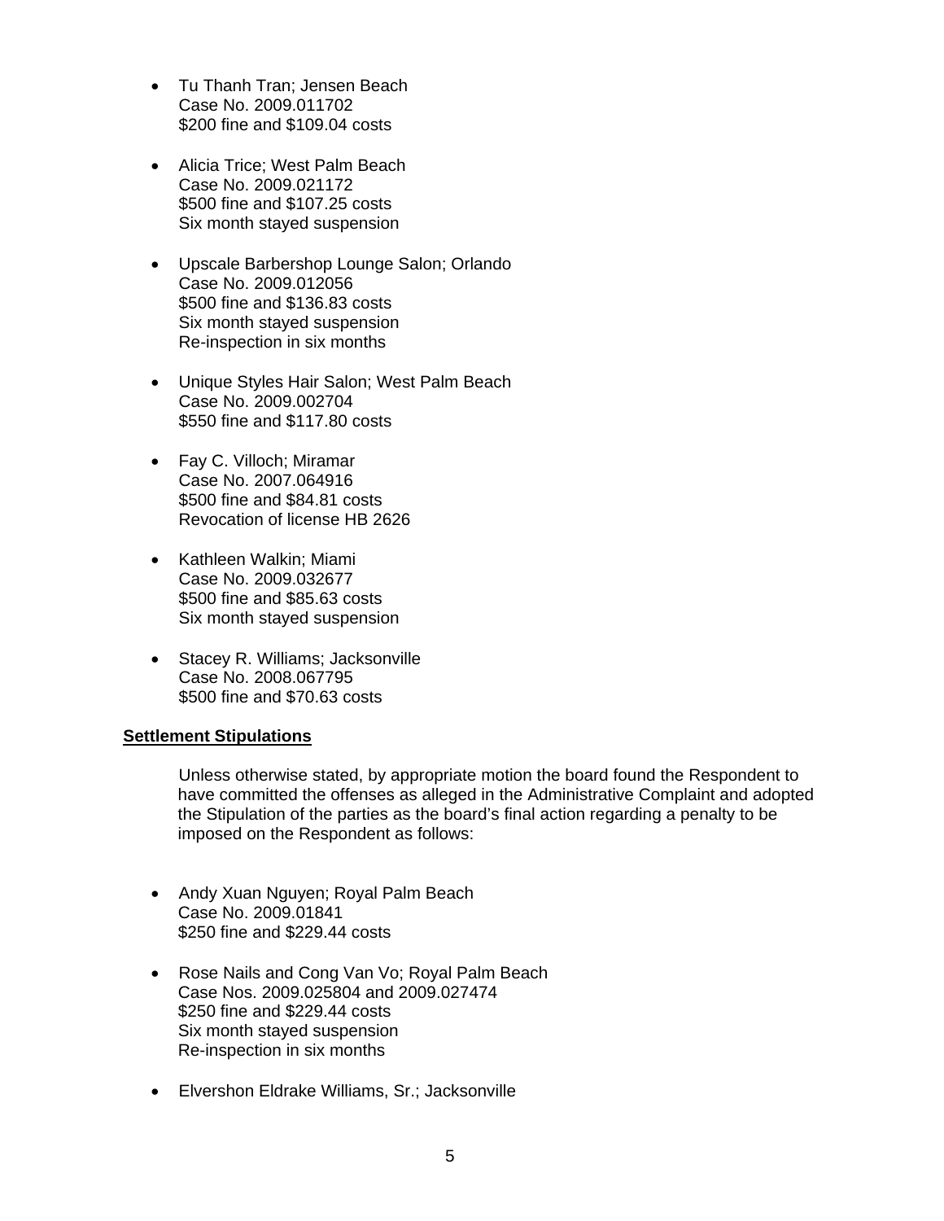- Tu Thanh Tran; Jensen Beach
  Case No. 2009.011702
  $200 fine and $109.04 costs

- Alicia Trice; West Palm Beach
  Case No. 2009.021172
  $500 fine and $107.25 costs
  Six month stayed suspension

- Upscale Barbershop Lounge Salon; Orlando
  Case No. 2009.012056
  $500 fine and $136.83 costs
  Six month stayed suspension
  Re-inspection in six months

- Unique Styles Hair Salon; West Palm Beach
  Case No. 2009.002704
  $550 fine and $117.80 costs

- Fay C. Villoch; Miramar
  Case No. 2007.064916
  $500 fine and $84.81 costs
  Revocation of license HB 2626

- Kathleen Walkin; Miami
  Case No. 2009.032677
  $500 fine and $85.63 costs
  Six month stayed suspension

- Stacey R. Williams; Jacksonville
  Case No. 2008.067795
  $500 fine and $70.63 costs

**Settlement Stipulations**

Unless otherwise stated, by appropriate motion the board found the Respondent to have committed the offenses as alleged in the Administrative Complaint and adopted the Stipulation of the parties as the board's final action regarding a penalty to be imposed on the Respondent as follows:

- Andy Xuan Nguyen; Royal Palm Beach
  Case No. 2009.01841
  $250 fine and $229.44 costs

- Rose Nails and Cong Van Vo; Royal Palm Beach
  Case Nos. 2009.025804 and 2009.027474
  $250 fine and $229.44 costs
  Six month stayed suspension
  Re-inspection in six months

- Elvershon Eldrake Williams, Sr.; Jacksonville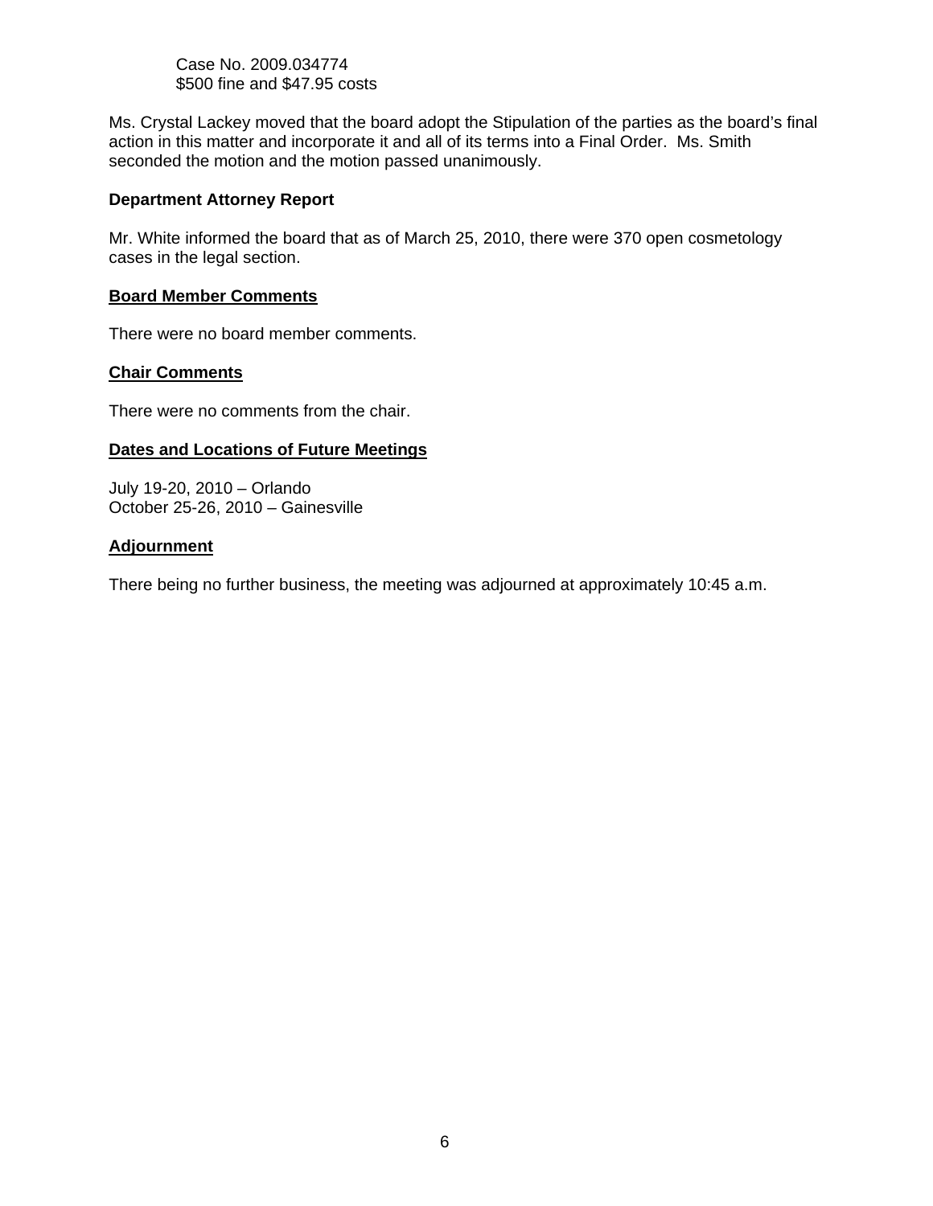Case No. 2009.034774
$500 fine and $47.95 costs

Ms. Crystal Lackey moved that the board adopt the Stipulation of the parties as the board's final action in this matter and incorporate it and all of its terms into a Final Order. Ms. Smith seconded the motion and the motion passed unanimously.

**Department Attorney Report**

Mr. White informed the board that as of March 25, 2010, there were 370 open cosmetology cases in the legal section.

## Board Member Comments

There were no board member comments.

## Chair Comments

There were no comments from the chair.

## Dates and Locations of Future Meetings

July 19-20, 2010 – Orlando
October 25-26, 2010 – Gainesville

## Adjournment

There being no further business, the meeting was adjourned at approximately 10:45 a.m.